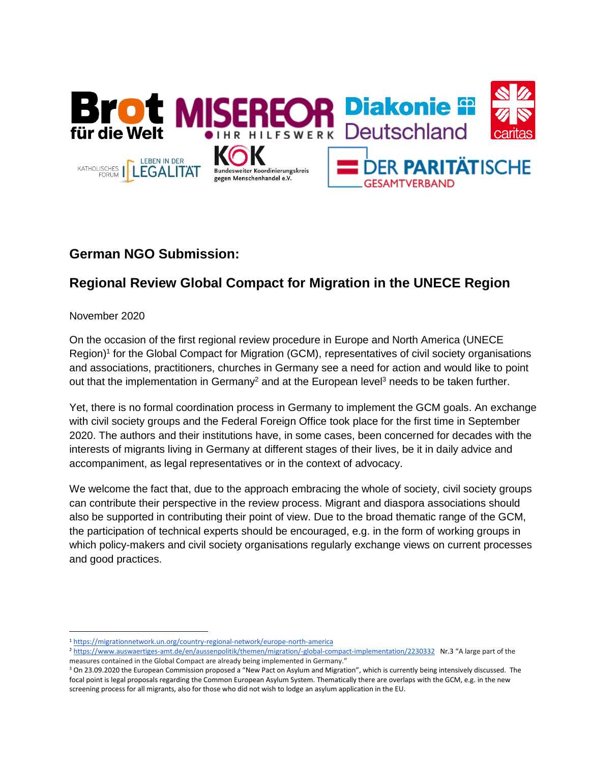## German NGO Submission:

## Regional Review Global Compact for Migration in the UNECE Region

November 2020

On the occasion of the first regional review procedure in Europe and North America (UNECE Region)[1] for the Global Compact for Migration (GCM), representatives of civil society organisations and associations, practitioners, churches in Germany see a need for action and would like to point out that the implementation in Germany[2] and at the European level[3] needs to be taken further.

Yet, there is no formal coordination process in Germany to implement the GCM goals. An exchange with civil society groups and the Federal Foreign Office took place for the first time in September 2020. The authors and their institutions have, in some cases, been concerned for decades with the interests of migrants living in Germany at different stages of their lives, be it in daily advice and accompaniment, as legal representatives or in the context of advocacy.

We welcome the fact that, due to the approach embracing the whole of society, civil society groups can contribute their perspective in the review process. Migrant and diaspora associations should also be supported in contributing their point of view. Due to the broad thematic range of the GCM, the participation of technical experts should be encouraged, e.g. in the form of working groups in which policy-makers and civil society organisations regularly exchange views on current processes and good practices.

---

[1] https://migrationnetwork.un.org/country-regional-network/europe-north-america

[2] https://www.auswaertiges-amt.de/en/aussenpolitik/themen/migration/-global-compact-implementation/2230332 Nr.3 "A large part of the measures contained in the Global Compact are already being implemented in Germany."

[3] On 23.09.2020 the European Commission proposed a "New Pact on Asylum and Migration", which is currently being intensively discussed. The focal point is legal proposals regarding the Common European Asylum System. Thematically there are overlaps with the GCM, e.g. in the new screening process for all migrants, also for those who did not wish to lodge an asylum application in the EU.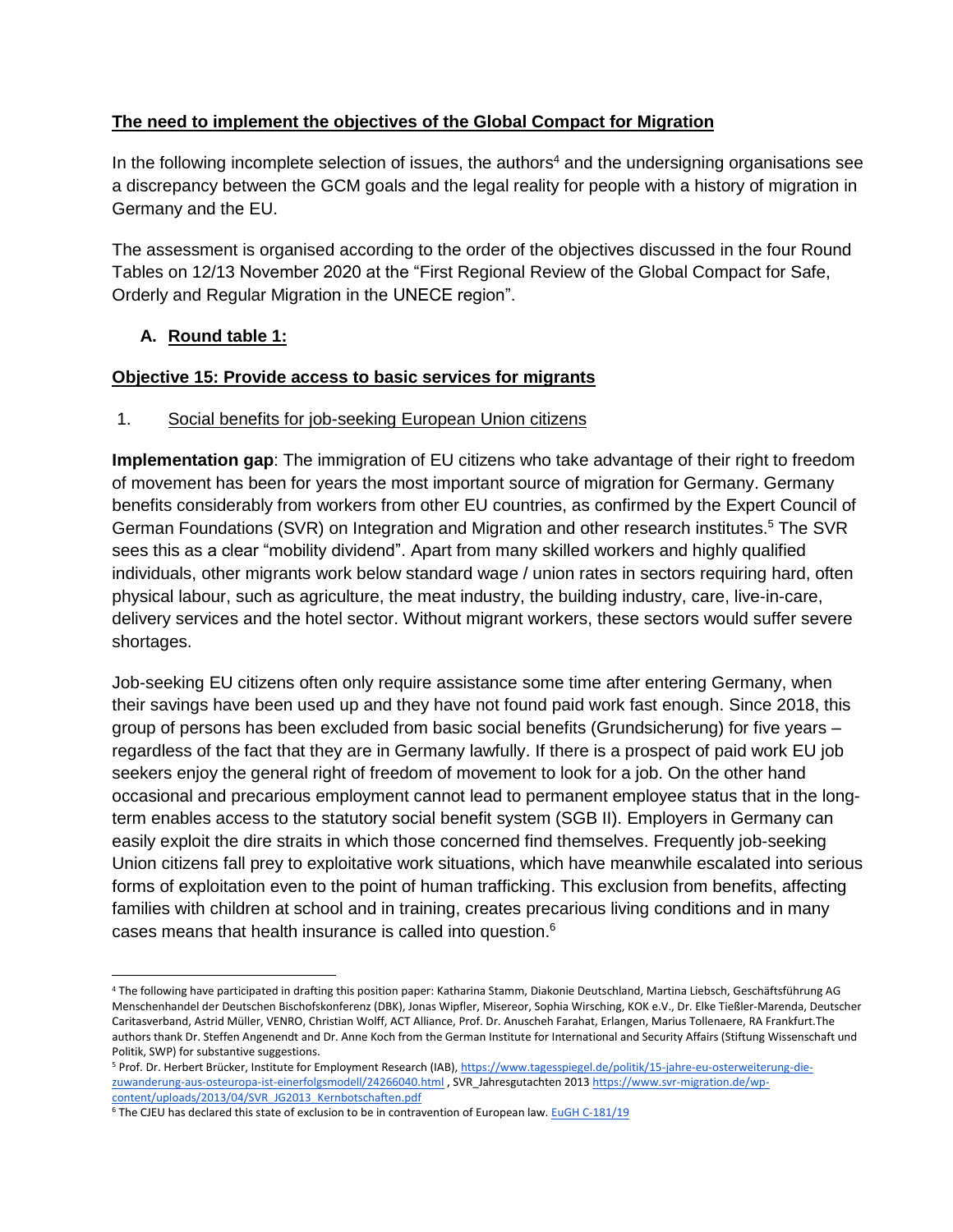## The need to implement the objectives of the Global Compact for Migration

In the following incomplete selection of issues, the authors[4] and the undersigning organisations see a discrepancy between the GCM goals and the legal reality for people with a history of migration in Germany and the EU.

The assessment is organised according to the order of the objectives discussed in the four Round Tables on 12/13 November 2020 at the "First Regional Review of the Global Compact for Safe, Orderly and Regular Migration in the UNECE region".

### A. Round table 1:

### Objective 15: Provide access to basic services for migrants

#### 1. Social benefits for job-seeking European Union citizens

**Implementation gap**: The immigration of EU citizens who take advantage of their right to freedom of movement has been for years the most important source of migration for Germany. Germany benefits considerably from workers from other EU countries, as confirmed by the Expert Council of German Foundations (SVR) on Integration and Migration and other research institutes.[5] The SVR sees this as a clear "mobility dividend". Apart from many skilled workers and highly qualified individuals, other migrants work below standard wage / union rates in sectors requiring hard, often physical labour, such as agriculture, the meat industry, the building industry, care, live-in-care, delivery services and the hotel sector. Without migrant workers, these sectors would suffer severe shortages.

Job-seeking EU citizens often only require assistance some time after entering Germany, when their savings have been used up and they have not found paid work fast enough. Since 2018, this group of persons has been excluded from basic social benefits (Grundsicherung) for five years – regardless of the fact that they are in Germany lawfully. If there is a prospect of paid work EU job seekers enjoy the general right of freedom of movement to look for a job. On the other hand occasional and precarious employment cannot lead to permanent employee status that in the long-term enables access to the statutory social benefit system (SGB II). Employers in Germany can easily exploit the dire straits in which those concerned find themselves. Frequently job-seeking Union citizens fall prey to exploitative work situations, which have meanwhile escalated into serious forms of exploitation even to the point of human trafficking. This exclusion from benefits, affecting families with children at school and in training, creates precarious living conditions and in many cases means that health insurance is called into question.[6]

---

[4] The following have participated in drafting this position paper: Katharina Stamm, Diakonie Deutschland, Martina Liebsch, Geschäftsführung AG Menschenhandel der Deutschen Bischofskonferenz (DBK), Jonas Wipfler, Misereor, Sophia Wirsching, KOK e.V., Dr. Elke Tießler-Marenda, Deutscher Caritasverband, Astrid Müller, VENRO, Christian Wolff, ACT Alliance, Prof. Dr. Anuscheh Farahat, Erlangen, Marius Tollenaere, RA Frankfurt.The authors thank Dr. Steffen Angenendt and Dr. Anne Koch from the German Institute for International and Security Affairs (Stiftung Wissenschaft und Politik, SWP) for substantive suggestions.

[5] Prof. Dr. Herbert Brücker, Institute for Employment Research (IAB), https://www.tagesspiegel.de/politik/15-jahre-eu-osterweiterung-die-zuwanderung-aus-osteuropa-ist-einerfolgsmodell/24266040.html , SVR_Jahresgutachten 2013 https://www.svr-migration.de/wp-content/uploads/2013/04/SVR_JG2013_Kernbotschaften.pdf

[6] The CJEU has declared this state of exclusion to be in contravention of European law. EuGH C-181/19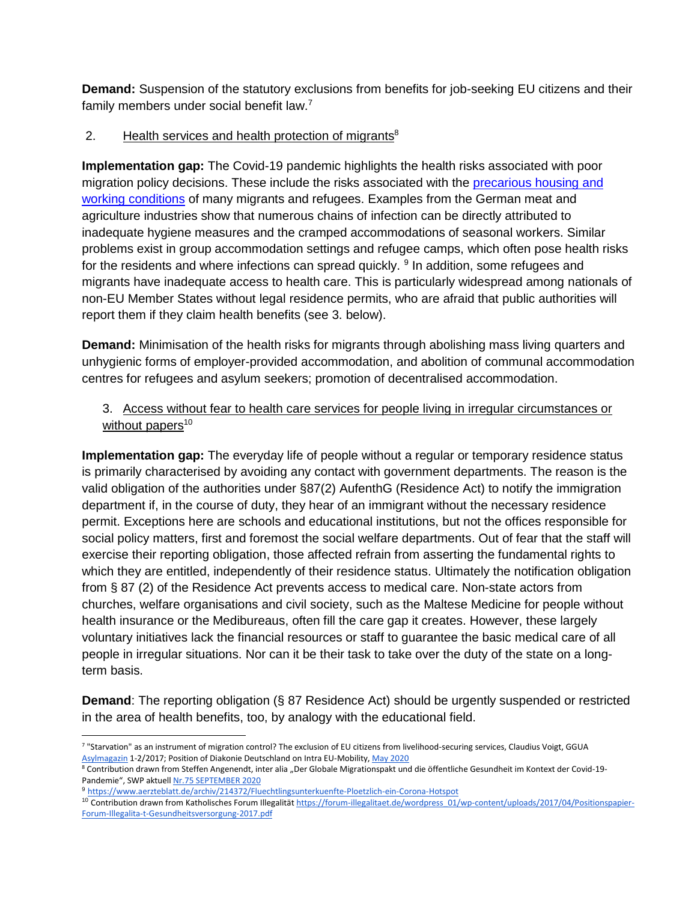**Demand:** Suspension of the statutory exclusions from benefits for job-seeking EU citizens and their family members under social benefit law.[7]

2. Health services and health protection of migrants[8]

**Implementation gap:** The Covid-19 pandemic highlights the health risks associated with poor migration policy decisions. These include the risks associated with the precarious housing and working conditions of many migrants and refugees. Examples from the German meat and agriculture industries show that numerous chains of infection can be directly attributed to inadequate hygiene measures and the cramped accommodations of seasonal workers. Similar problems exist in group accommodation settings and refugee camps, which often pose health risks for the residents and where infections can spread quickly. [9] In addition, some refugees and migrants have inadequate access to health care. This is particularly widespread among nationals of non-EU Member States without legal residence permits, who are afraid that public authorities will report them if they claim health benefits (see 3. below).

**Demand:** Minimisation of the health risks for migrants through abolishing mass living quarters and unhygienic forms of employer-provided accommodation, and abolition of communal accommodation centres for refugees and asylum seekers; promotion of decentralised accommodation.

3. Access without fear to health care services for people living in irregular circumstances or without papers[10]

**Implementation gap:** The everyday life of people without a regular or temporary residence status is primarily characterised by avoiding any contact with government departments. The reason is the valid obligation of the authorities under §87(2) AufenthG (Residence Act) to notify the immigration department if, in the course of duty, they hear of an immigrant without the necessary residence permit. Exceptions here are schools and educational institutions, but not the offices responsible for social policy matters, first and foremost the social welfare departments. Out of fear that the staff will exercise their reporting obligation, those affected refrain from asserting the fundamental rights to which they are entitled, independently of their residence status. Ultimately the notification obligation from § 87 (2) of the Residence Act prevents access to medical care. Non-state actors from churches, welfare organisations and civil society, such as the Maltese Medicine for people without health insurance or the Medibureaus, often fill the care gap it creates. However, these largely voluntary initiatives lack the financial resources or staff to guarantee the basic medical care of all people in irregular situations. Nor can it be their task to take over the duty of the state on a long-term basis.

**Demand**: The reporting obligation (§ 87 Residence Act) should be urgently suspended or restricted in the area of health benefits, too, by analogy with the educational field.

---

[7] "Starvation" as an instrument of migration control? The exclusion of EU citizens from livelihood-securing services, Claudius Voigt, GGUA Asylmagazin 1-2/2017; Position of Diakonie Deutschland on Intra EU-Mobility, May 2020

[8] Contribution drawn from Steffen Angenendt, inter alia „Der Globale Migrationspakt und die öffentliche Gesundheit im Kontext der Covid-19-Pandemie", SWP aktuell Nr.75 SEPTEMBER 2020

[9] https://www.aerzteblatt.de/archiv/214372/Fluechtlingsunterkuenfte-Ploetzlich-ein-Corona-Hotspot

[10] Contribution drawn from Katholisches Forum Illegalität https://forum-illegalitaet.de/wordpress_01/wp-content/uploads/2017/04/Positionspapier-Forum-Illegalita-t-Gesundheitsversorgung-2017.pdf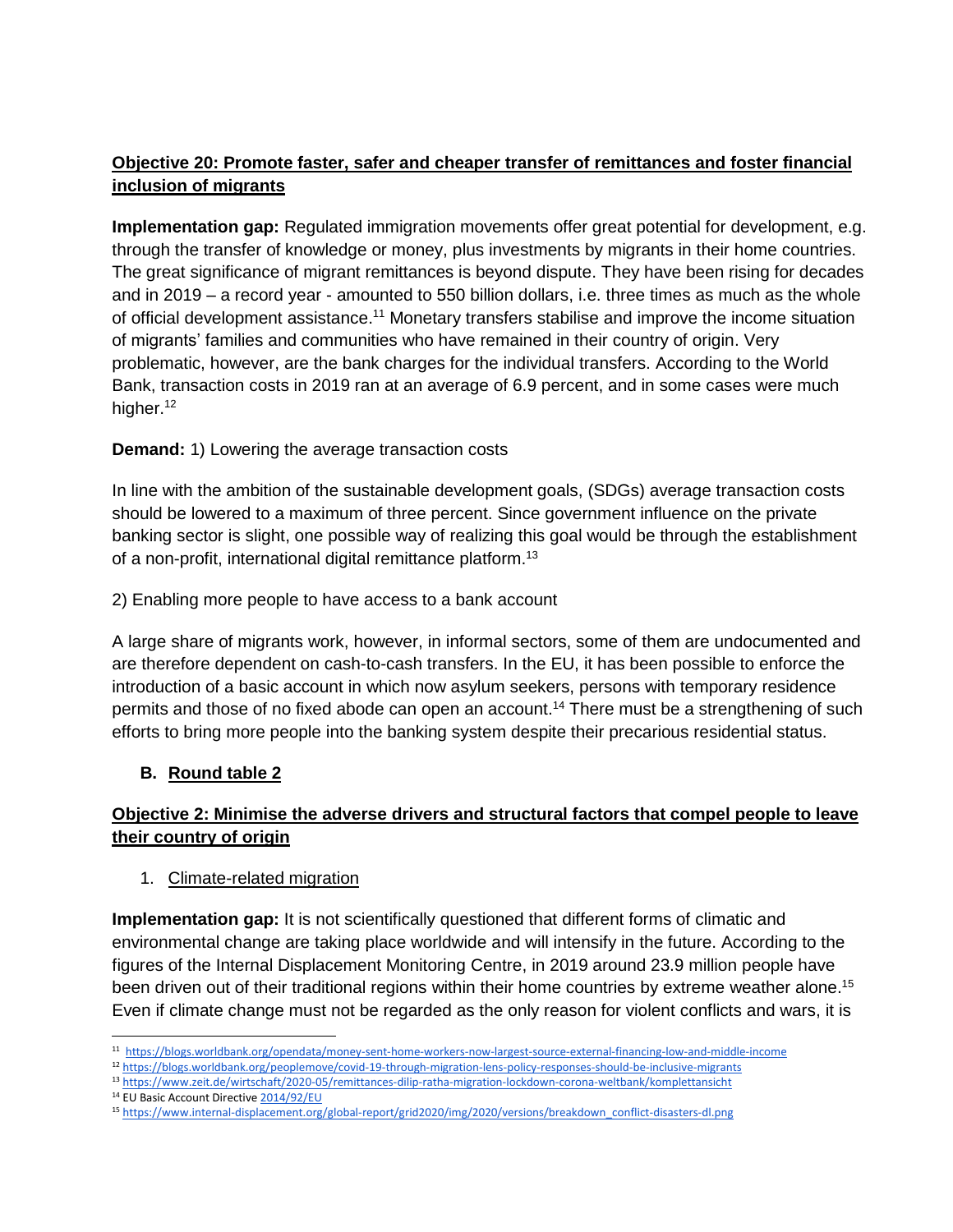## Objective 20: Promote faster, safer and cheaper transfer of remittances and foster financial inclusion of migrants

**Implementation gap:** Regulated immigration movements offer great potential for development, e.g. through the transfer of knowledge or money, plus investments by migrants in their home countries. The great significance of migrant remittances is beyond dispute. They have been rising for decades and in 2019 – a record year - amounted to 550 billion dollars, i.e. three times as much as the whole of official development assistance.[11] Monetary transfers stabilise and improve the income situation of migrants' families and communities who have remained in their country of origin. Very problematic, however, are the bank charges for the individual transfers. According to the World Bank, transaction costs in 2019 ran at an average of 6.9 percent, and in some cases were much higher.[12]

**Demand:** 1) Lowering the average transaction costs

In line with the ambition of the sustainable development goals, (SDGs) average transaction costs should be lowered to a maximum of three percent. Since government influence on the private banking sector is slight, one possible way of realizing this goal would be through the establishment of a non-profit, international digital remittance platform.[13]

2) Enabling more people to have access to a bank account

A large share of migrants work, however, in informal sectors, some of them are undocumented and are therefore dependent on cash-to-cash transfers. In the EU, it has been possible to enforce the introduction of a basic account in which now asylum seekers, persons with temporary residence permits and those of no fixed abode can open an account.[14] There must be a strengthening of such efforts to bring more people into the banking system despite their precarious residential status.

### B. Round table 2

## Objective 2: Minimise the adverse drivers and structural factors that compel people to leave their country of origin

1. Climate-related migration

**Implementation gap:** It is not scientifically questioned that different forms of climatic and environmental change are taking place worldwide and will intensify in the future. According to the figures of the Internal Displacement Monitoring Centre, in 2019 around 23.9 million people have been driven out of their traditional regions within their home countries by extreme weather alone.[15] Even if climate change must not be regarded as the only reason for violent conflicts and wars, it is

---

[11] https://blogs.worldbank.org/opendata/money-sent-home-workers-now-largest-source-external-financing-low-and-middle-income

[12] https://blogs.worldbank.org/peoplemove/covid-19-through-migration-lens-policy-responses-should-be-inclusive-migrants

[13] https://www.zeit.de/wirtschaft/2020-05/remittances-dilip-ratha-migration-lockdown-corona-weltbank/komplettansicht

[14] EU Basic Account Directive 2014/92/EU

[15] https://www.internal-displacement.org/global-report/grid2020/img/2020/versions/breakdown_conflict-disasters-dl.png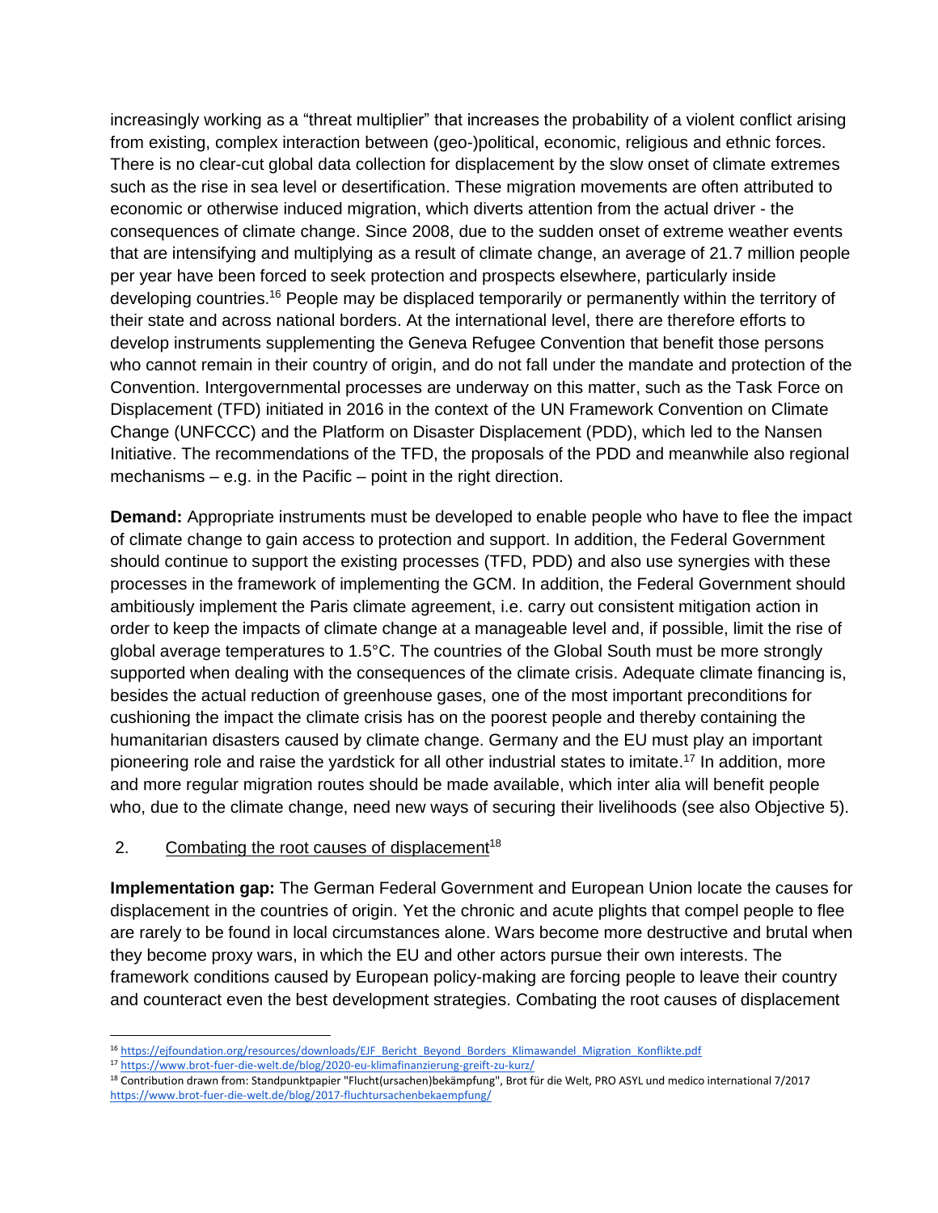increasingly working as a "threat multiplier" that increases the probability of a violent conflict arising from existing, complex interaction between (geo-)political, economic, religious and ethnic forces. There is no clear-cut global data collection for displacement by the slow onset of climate extremes such as the rise in sea level or desertification. These migration movements are often attributed to economic or otherwise induced migration, which diverts attention from the actual driver - the consequences of climate change. Since 2008, due to the sudden onset of extreme weather events that are intensifying and multiplying as a result of climate change, an average of 21.7 million people per year have been forced to seek protection and prospects elsewhere, particularly inside developing countries.[16] People may be displaced temporarily or permanently within the territory of their state and across national borders. At the international level, there are therefore efforts to develop instruments supplementing the Geneva Refugee Convention that benefit those persons who cannot remain in their country of origin, and do not fall under the mandate and protection of the Convention. Intergovernmental processes are underway on this matter, such as the Task Force on Displacement (TFD) initiated in 2016 in the context of the UN Framework Convention on Climate Change (UNFCCC) and the Platform on Disaster Displacement (PDD), which led to the Nansen Initiative. The recommendations of the TFD, the proposals of the PDD and meanwhile also regional mechanisms – e.g. in the Pacific – point in the right direction.

**Demand:** Appropriate instruments must be developed to enable people who have to flee the impact of climate change to gain access to protection and support. In addition, the Federal Government should continue to support the existing processes (TFD, PDD) and also use synergies with these processes in the framework of implementing the GCM. In addition, the Federal Government should ambitiously implement the Paris climate agreement, i.e. carry out consistent mitigation action in order to keep the impacts of climate change at a manageable level and, if possible, limit the rise of global average temperatures to 1.5°C. The countries of the Global South must be more strongly supported when dealing with the consequences of the climate crisis. Adequate climate financing is, besides the actual reduction of greenhouse gases, one of the most important preconditions for cushioning the impact the climate crisis has on the poorest people and thereby containing the humanitarian disasters caused by climate change. Germany and the EU must play an important pioneering role and raise the yardstick for all other industrial states to imitate.[17] In addition, more and more regular migration routes should be made available, which inter alia will benefit people who, due to the climate change, need new ways of securing their livelihoods (see also Objective 5).

2. Combating the root causes of displacement[18]

**Implementation gap:** The German Federal Government and European Union locate the causes for displacement in the countries of origin. Yet the chronic and acute plights that compel people to flee are rarely to be found in local circumstances alone. Wars become more destructive and brutal when they become proxy wars, in which the EU and other actors pursue their own interests. The framework conditions caused by European policy-making are forcing people to leave their country and counteract even the best development strategies. Combating the root causes of displacement

---

[16] https://ejfoundation.org/resources/downloads/EJF_Bericht_Beyond_Borders_Klimawandel_Migration_Konflikte.pdf

[17] https://www.brot-fuer-die-welt.de/blog/2020-eu-klimafinanzierung-greift-zu-kurz/

[18] Contribution drawn from: Standpunktpapier "Flucht(ursachen)bekämpfung", Brot für die Welt, PRO ASYL und medico international 7/2017 https://www.brot-fuer-die-welt.de/blog/2017-fluchtursachenbekaempfung/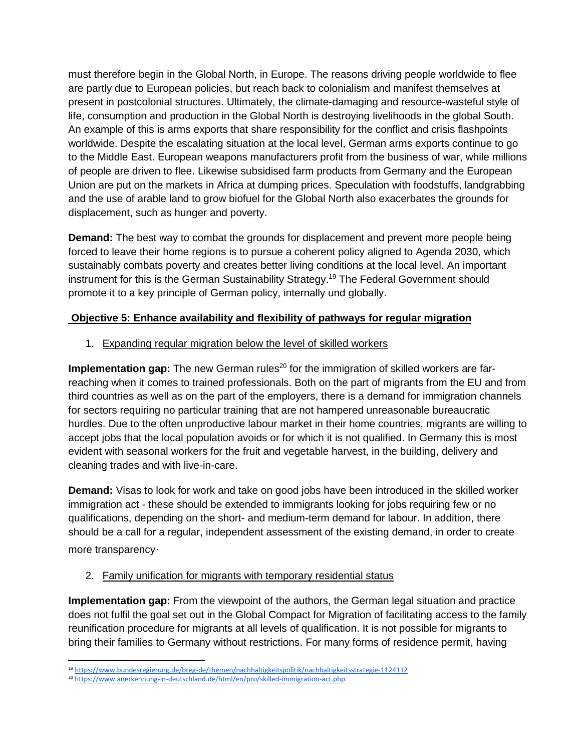must therefore begin in the Global North, in Europe. The reasons driving people worldwide to flee are partly due to European policies, but reach back to colonialism and manifest themselves at present in postcolonial structures. Ultimately, the climate-damaging and resource-wasteful style of life, consumption and production in the Global North is destroying livelihoods in the global South. An example of this is arms exports that share responsibility for the conflict and crisis flashpoints worldwide. Despite the escalating situation at the local level, German arms exports continue to go to the Middle East. European weapons manufacturers profit from the business of war, while millions of people are driven to flee. Likewise subsidised farm products from Germany and the European Union are put on the markets in Africa at dumping prices. Speculation with foodstuffs, landgrabbing and the use of arable land to grow biofuel for the Global North also exacerbates the grounds for displacement, such as hunger and poverty.

**Demand:** The best way to combat the grounds for displacement and prevent more people being forced to leave their home regions is to pursue a coherent policy aligned to Agenda 2030, which sustainably combats poverty and creates better living conditions at the local level. An important instrument for this is the German Sustainability Strategy.[19] The Federal Government should promote it to a key principle of German policy, internally und globally.

## Objective 5: Enhance availability and flexibility of pathways for regular migration

1. Expanding regular migration below the level of skilled workers

**Implementation gap:** The new German rules[20] for the immigration of skilled workers are far-reaching when it comes to trained professionals. Both on the part of migrants from the EU and from third countries as well as on the part of the employers, there is a demand for immigration channels for sectors requiring no particular training that are not hampered unreasonable bureaucratic hurdles. Due to the often unproductive labour market in their home countries, migrants are willing to accept jobs that the local population avoids or for which it is not qualified. In Germany this is most evident with seasonal workers for the fruit and vegetable harvest, in the building, delivery and cleaning trades and with live-in-care.

**Demand:** Visas to look for work and take on good jobs have been introduced in the skilled worker immigration act - these should be extended to immigrants looking for jobs requiring few or no qualifications, depending on the short- and medium-term demand for labour. In addition, there should be a call for a regular, independent assessment of the existing demand, in order to create more transparency.

2. Family unification for migrants with temporary residential status

**Implementation gap:** From the viewpoint of the authors, the German legal situation and practice does not fulfil the goal set out in the Global Compact for Migration of facilitating access to the family reunification procedure for migrants at all levels of qualification. It is not possible for migrants to bring their families to Germany without restrictions. For many forms of residence permit, having

[19] https://www.bundesregierung.de/breg-de/themen/nachhaltigkeitspolitik/nachhaltigkeitsstrategie-1124112

[20] https://www.anerkennung-in-deutschland.de/html/en/pro/skilled-immigration-act.php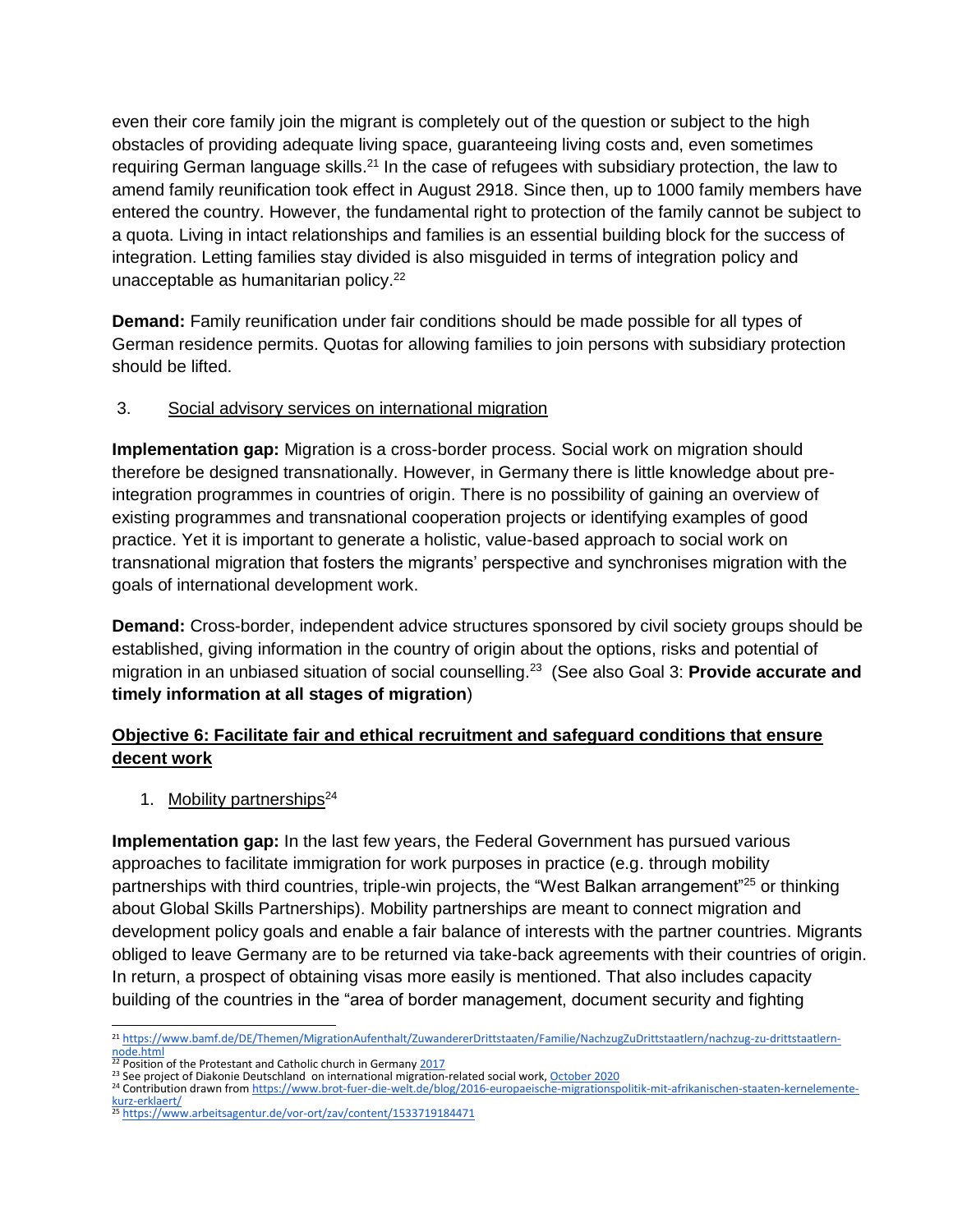even their core family join the migrant is completely out of the question or subject to the high obstacles of providing adequate living space, guaranteeing living costs and, even sometimes requiring German language skills.[21] In the case of refugees with subsidiary protection, the law to amend family reunification took effect in August 2918. Since then, up to 1000 family members have entered the country. However, the fundamental right to protection of the family cannot be subject to a quota. Living in intact relationships and families is an essential building block for the success of integration. Letting families stay divided is also misguided in terms of integration policy and unacceptable as humanitarian policy.[22]

**Demand:** Family reunification under fair conditions should be made possible for all types of German residence permits. Quotas for allowing families to join persons with subsidiary protection should be lifted.

3. Social advisory services on international migration

**Implementation gap:** Migration is a cross-border process. Social work on migration should therefore be designed transnationally. However, in Germany there is little knowledge about pre-integration programmes in countries of origin. There is no possibility of gaining an overview of existing programmes and transnational cooperation projects or identifying examples of good practice. Yet it is important to generate a holistic, value-based approach to social work on transnational migration that fosters the migrants' perspective and synchronises migration with the goals of international development work.

**Demand:** Cross-border, independent advice structures sponsored by civil society groups should be established, giving information in the country of origin about the options, risks and potential of migration in an unbiased situation of social counselling.[23] (See also Goal 3: **Provide accurate and timely information at all stages of migration**)

## Objective 6: Facilitate fair and ethical recruitment and safeguard conditions that ensure decent work

1. Mobility partnerships[24]

**Implementation gap:** In the last few years, the Federal Government has pursued various approaches to facilitate immigration for work purposes in practice (e.g. through mobility partnerships with third countries, triple-win projects, the "West Balkan arrangement"[25] or thinking about Global Skills Partnerships). Mobility partnerships are meant to connect migration and development policy goals and enable a fair balance of interests with the partner countries. Migrants obliged to leave Germany are to be returned via take-back agreements with their countries of origin. In return, a prospect of obtaining visas more easily is mentioned. That also includes capacity building of the countries in the "area of border management, document security and fighting

---

[21] https://www.bamf.de/DE/Themen/MigrationAufenthalt/ZuwandererDrittstaaten/Familie/NachzugZuDrittstaatlern/nachzug-zu-drittstaatlern-node.html

[22] Position of the Protestant and Catholic church in Germany 2017

[23] See project of Diakonie Deutschland on international migration-related social work, October 2020

[24] Contribution drawn from https://www.brot-fuer-die-welt.de/blog/2016-europaeische-migrationspolitik-mit-afrikanischen-staaten-kernelemente-kurz-erklaert/

[25] https://www.arbeitsagentur.de/vor-ort/zav/content/1533719184471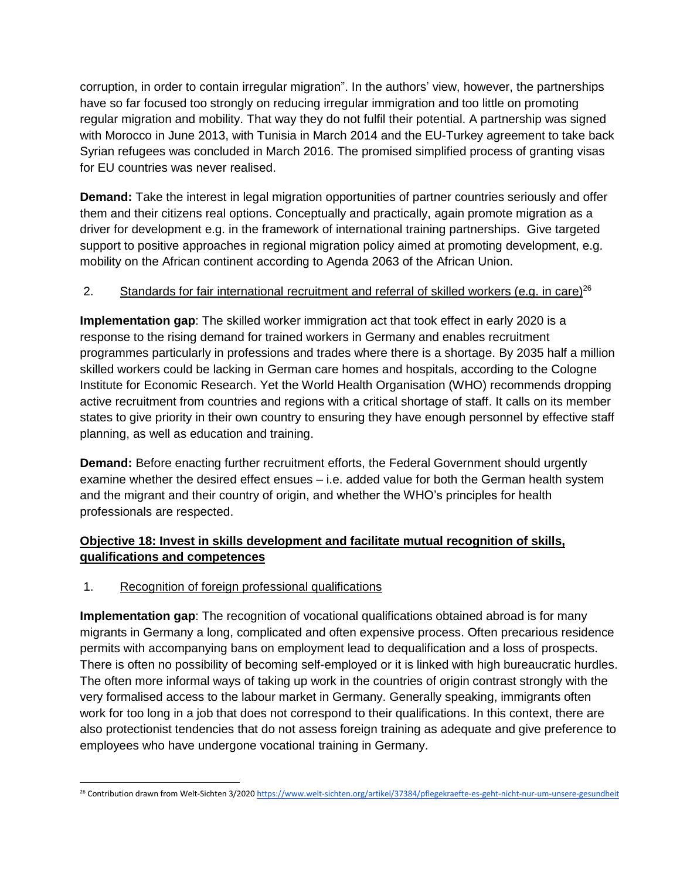corruption, in order to contain irregular migration". In the authors' view, however, the partnerships have so far focused too strongly on reducing irregular immigration and too little on promoting regular migration and mobility. That way they do not fulfil their potential. A partnership was signed with Morocco in June 2013, with Tunisia in March 2014 and the EU-Turkey agreement to take back Syrian refugees was concluded in March 2016. The promised simplified process of granting visas for EU countries was never realised.

**Demand:** Take the interest in legal migration opportunities of partner countries seriously and offer them and their citizens real options. Conceptually and practically, again promote migration as a driver for development e.g. in the framework of international training partnerships. Give targeted support to positive approaches in regional migration policy aimed at promoting development, e.g. mobility on the African continent according to Agenda 2063 of the African Union.

2. <u>Standards for fair international recruitment and referral of skilled workers (e.g. in care)</u>[26]

**Implementation gap**: The skilled worker immigration act that took effect in early 2020 is a response to the rising demand for trained workers in Germany and enables recruitment programmes particularly in professions and trades where there is a shortage. By 2035 half a million skilled workers could be lacking in German care homes and hospitals, according to the Cologne Institute for Economic Research. Yet the World Health Organisation (WHO) recommends dropping active recruitment from countries and regions with a critical shortage of staff. It calls on its member states to give priority in their own country to ensuring they have enough personnel by effective staff planning, as well as education and training.

**Demand:** Before enacting further recruitment efforts, the Federal Government should urgently examine whether the desired effect ensues – i.e. added value for both the German health system and the migrant and their country of origin, and whether the WHO's principles for health professionals are respected.

## <u>Objective 18: Invest in skills development and facilitate mutual recognition of skills, qualifications and competences</u>

1. <u>Recognition of foreign professional qualifications</u>

**Implementation gap**: The recognition of vocational qualifications obtained abroad is for many migrants in Germany a long, complicated and often expensive process. Often precarious residence permits with accompanying bans on employment lead to dequalification and a loss of prospects. There is often no possibility of becoming self-employed or it is linked with high bureaucratic hurdles. The often more informal ways of taking up work in the countries of origin contrast strongly with the very formalised access to the labour market in Germany. Generally speaking, immigrants often work for too long in a job that does not correspond to their qualifications. In this context, there are also protectionist tendencies that do not assess foreign training as adequate and give preference to employees who have undergone vocational training in Germany.

---

[26] Contribution drawn from Welt-Sichten 3/2020 https://www.welt-sichten.org/artikel/37384/pflegekraefte-es-geht-nicht-nur-um-unsere-gesundheit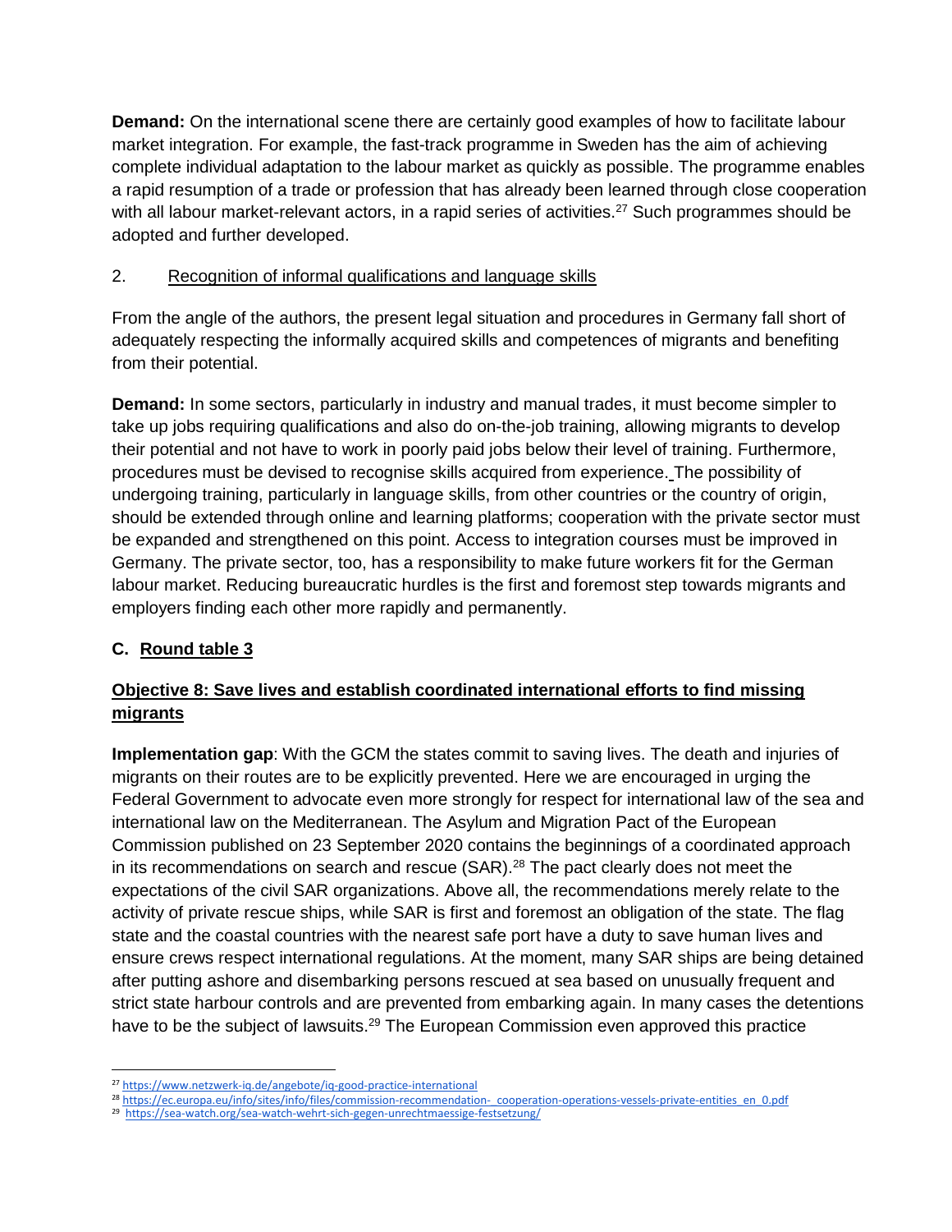**Demand:** On the international scene there are certainly good examples of how to facilitate labour market integration. For example, the fast-track programme in Sweden has the aim of achieving complete individual adaptation to the labour market as quickly as possible. The programme enables a rapid resumption of a trade or profession that has already been learned through close cooperation with all labour market-relevant actors, in a rapid series of activities.[27] Such programmes should be adopted and further developed.

2. Recognition of informal qualifications and language skills

From the angle of the authors, the present legal situation and procedures in Germany fall short of adequately respecting the informally acquired skills and competences of migrants and benefiting from their potential.

**Demand:** In some sectors, particularly in industry and manual trades, it must become simpler to take up jobs requiring qualifications and also do on-the-job training, allowing migrants to develop their potential and not have to work in poorly paid jobs below their level of training. Furthermore, procedures must be devised to recognise skills acquired from experience. The possibility of undergoing training, particularly in language skills, from other countries or the country of origin, should be extended through online and learning platforms; cooperation with the private sector must be expanded and strengthened on this point. Access to integration courses must be improved in Germany. The private sector, too, has a responsibility to make future workers fit for the German labour market. Reducing bureaucratic hurdles is the first and foremost step towards migrants and employers finding each other more rapidly and permanently.

## C. Round table 3

### Objective 8: Save lives and establish coordinated international efforts to find missing migrants

**Implementation gap**: With the GCM the states commit to saving lives. The death and injuries of migrants on their routes are to be explicitly prevented. Here we are encouraged in urging the Federal Government to advocate even more strongly for respect for international law of the sea and international law on the Mediterranean. The Asylum and Migration Pact of the European Commission published on 23 September 2020 contains the beginnings of a coordinated approach in its recommendations on search and rescue (SAR).[28] The pact clearly does not meet the expectations of the civil SAR organizations. Above all, the recommendations merely relate to the activity of private rescue ships, while SAR is first and foremost an obligation of the state. The flag state and the coastal countries with the nearest safe port have a duty to save human lives and ensure crews respect international regulations. At the moment, many SAR ships are being detained after putting ashore and disembarking persons rescued at sea based on unusually frequent and strict state harbour controls and are prevented from embarking again. In many cases the detentions have to be the subject of lawsuits.[29] The European Commission even approved this practice

---

[27] https://www.netzwerk-iq.de/angebote/iq-good-practice-international

[28] https://ec.europa.eu/info/sites/info/files/commission-recommendation-_cooperation-operations-vessels-private-entities_en_0.pdf

[29] https://sea-watch.org/sea-watch-wehrt-sich-gegen-unrechtmaessige-festsetzung/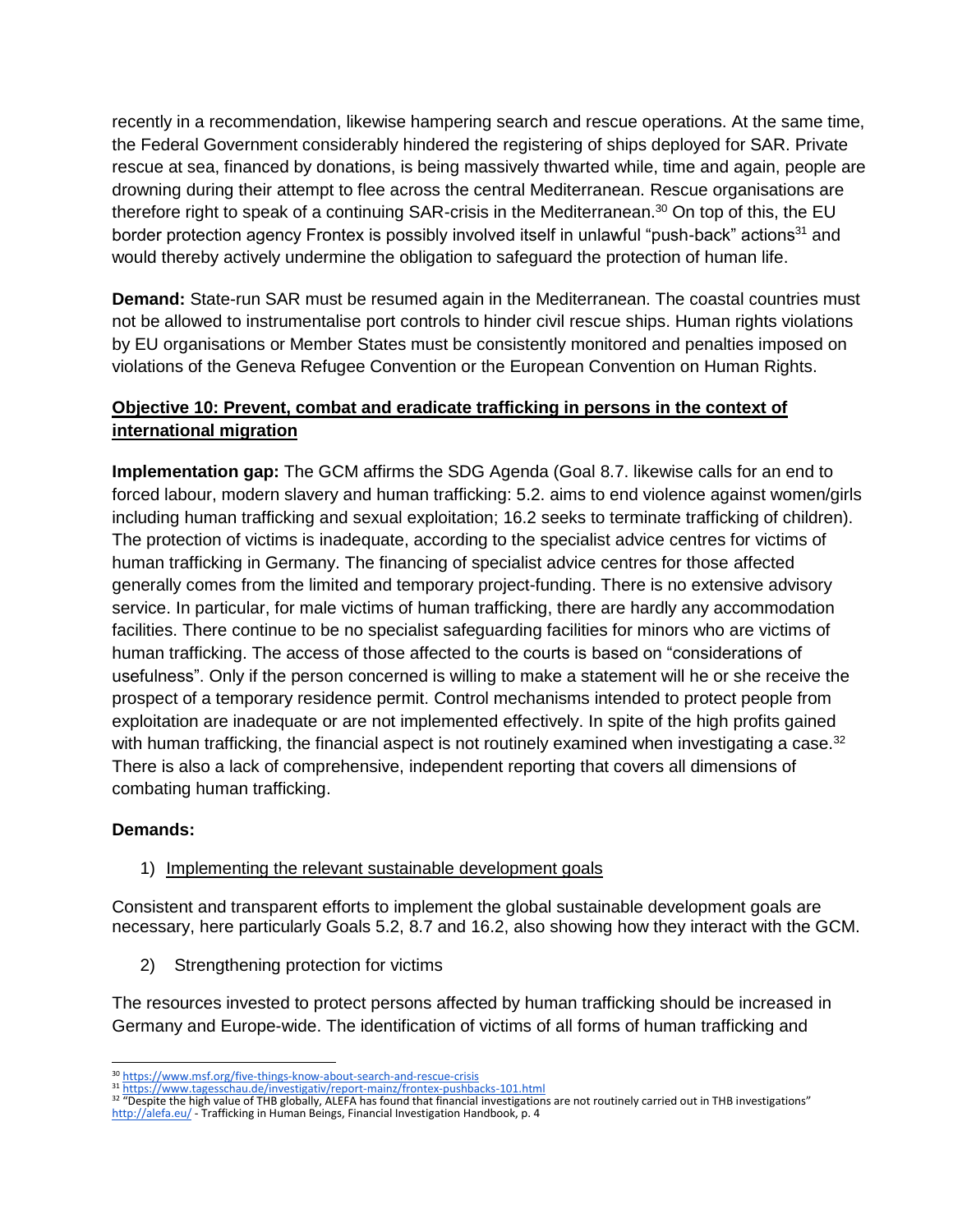recently in a recommendation, likewise hampering search and rescue operations. At the same time, the Federal Government considerably hindered the registering of ships deployed for SAR. Private rescue at sea, financed by donations, is being massively thwarted while, time and again, people are drowning during their attempt to flee across the central Mediterranean. Rescue organisations are therefore right to speak of a continuing SAR-crisis in the Mediterranean.[30] On top of this, the EU border protection agency Frontex is possibly involved itself in unlawful "push-back" actions[31] and would thereby actively undermine the obligation to safeguard the protection of human life.

**Demand:** State-run SAR must be resumed again in the Mediterranean. The coastal countries must not be allowed to instrumentalise port controls to hinder civil rescue ships. Human rights violations by EU organisations or Member States must be consistently monitored and penalties imposed on violations of the Geneva Refugee Convention or the European Convention on Human Rights.

## Objective 10: Prevent, combat and eradicate trafficking in persons in the context of international migration

**Implementation gap:** The GCM affirms the SDG Agenda (Goal 8.7. likewise calls for an end to forced labour, modern slavery and human trafficking: 5.2. aims to end violence against women/girls including human trafficking and sexual exploitation; 16.2 seeks to terminate trafficking of children). The protection of victims is inadequate, according to the specialist advice centres for victims of human trafficking in Germany. The financing of specialist advice centres for those affected generally comes from the limited and temporary project-funding. There is no extensive advisory service. In particular, for male victims of human trafficking, there are hardly any accommodation facilities. There continue to be no specialist safeguarding facilities for minors who are victims of human trafficking. The access of those affected to the courts is based on "considerations of usefulness". Only if the person concerned is willing to make a statement will he or she receive the prospect of a temporary residence permit. Control mechanisms intended to protect people from exploitation are inadequate or are not implemented effectively. In spite of the high profits gained with human trafficking, the financial aspect is not routinely examined when investigating a case.[32] There is also a lack of comprehensive, independent reporting that covers all dimensions of combating human trafficking.

**Demands:**

1) Implementing the relevant sustainable development goals

Consistent and transparent efforts to implement the global sustainable development goals are necessary, here particularly Goals 5.2, 8.7 and 16.2, also showing how they interact with the GCM.

2) Strengthening protection for victims

The resources invested to protect persons affected by human trafficking should be increased in Germany and Europe-wide. The identification of victims of all forms of human trafficking and

---

[30] https://www.msf.org/five-things-know-about-search-and-rescue-crisis

[31] https://www.tagesschau.de/investigativ/report-mainz/frontex-pushbacks-101.html

[32] "Despite the high value of THB globally, ALEFA has found that financial investigations are not routinely carried out in THB investigations" http://alefa.eu/ - Trafficking in Human Beings, Financial Investigation Handbook, p. 4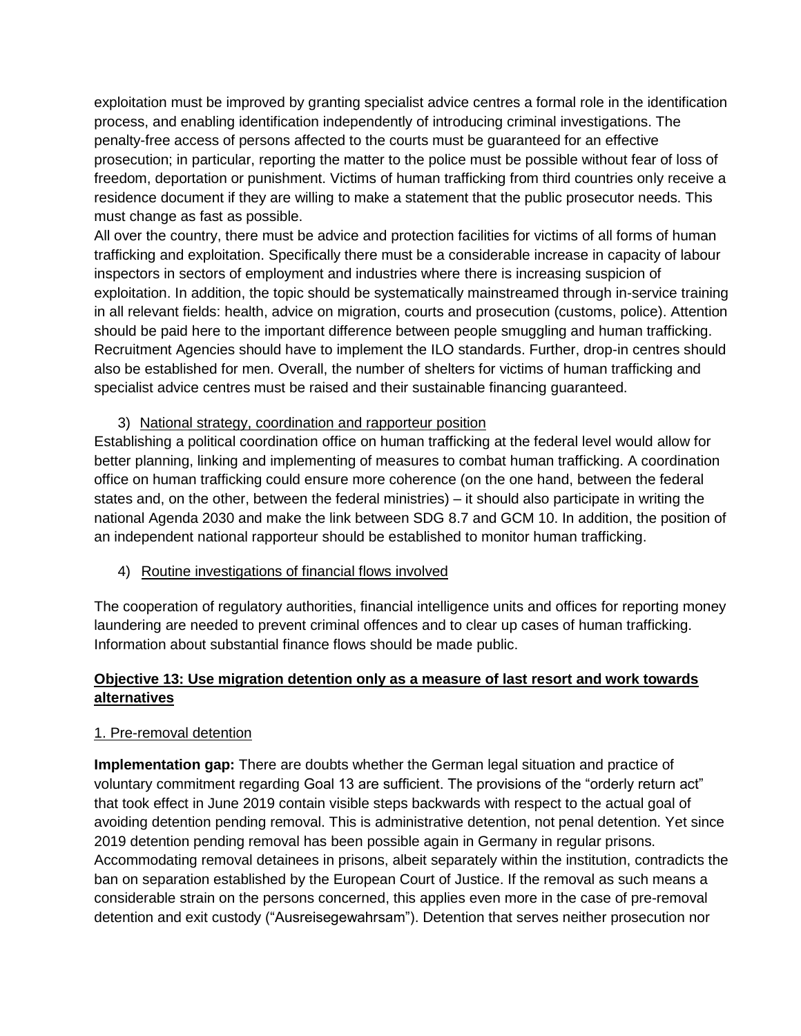exploitation must be improved by granting specialist advice centres a formal role in the identification process, and enabling identification independently of introducing criminal investigations. The penalty-free access of persons affected to the courts must be guaranteed for an effective prosecution; in particular, reporting the matter to the police must be possible without fear of loss of freedom, deportation or punishment. Victims of human trafficking from third countries only receive a residence document if they are willing to make a statement that the public prosecutor needs. This must change as fast as possible.

All over the country, there must be advice and protection facilities for victims of all forms of human trafficking and exploitation. Specifically there must be a considerable increase in capacity of labour inspectors in sectors of employment and industries where there is increasing suspicion of exploitation. In addition, the topic should be systematically mainstreamed through in-service training in all relevant fields: health, advice on migration, courts and prosecution (customs, police). Attention should be paid here to the important difference between people smuggling and human trafficking. Recruitment Agencies should have to implement the ILO standards. Further, drop-in centres should also be established for men. Overall, the number of shelters for victims of human trafficking and specialist advice centres must be raised and their sustainable financing guaranteed.

3) National strategy, coordination and rapporteur position

Establishing a political coordination office on human trafficking at the federal level would allow for better planning, linking and implementing of measures to combat human trafficking. A coordination office on human trafficking could ensure more coherence (on the one hand, between the federal states and, on the other, between the federal ministries) – it should also participate in writing the national Agenda 2030 and make the link between SDG 8.7 and GCM 10. In addition, the position of an independent national rapporteur should be established to monitor human trafficking.

4) Routine investigations of financial flows involved

The cooperation of regulatory authorities, financial intelligence units and offices for reporting money laundering are needed to prevent criminal offences and to clear up cases of human trafficking. Information about substantial finance flows should be made public.

## Objective 13: Use migration detention only as a measure of last resort and work towards alternatives

### 1. Pre-removal detention

**Implementation gap:** There are doubts whether the German legal situation and practice of voluntary commitment regarding Goal 13 are sufficient. The provisions of the "orderly return act" that took effect in June 2019 contain visible steps backwards with respect to the actual goal of avoiding detention pending removal. This is administrative detention, not penal detention. Yet since 2019 detention pending removal has been possible again in Germany in regular prisons. Accommodating removal detainees in prisons, albeit separately within the institution, contradicts the ban on separation established by the European Court of Justice. If the removal as such means a considerable strain on the persons concerned, this applies even more in the case of pre-removal detention and exit custody ("Ausreisegewahrsam"). Detention that serves neither prosecution nor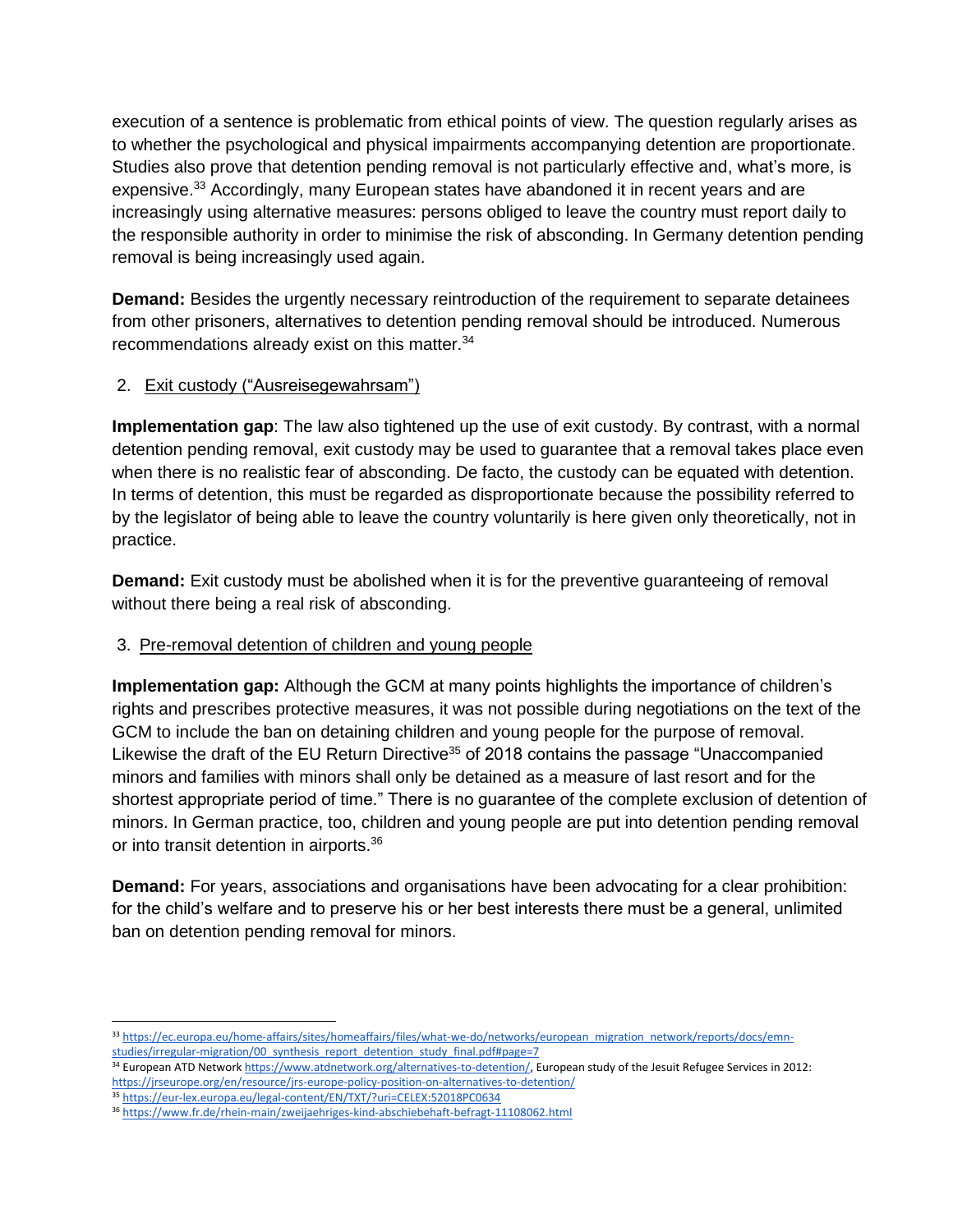execution of a sentence is problematic from ethical points of view. The question regularly arises as to whether the psychological and physical impairments accompanying detention are proportionate. Studies also prove that detention pending removal is not particularly effective and, what's more, is expensive.[33] Accordingly, many European states have abandoned it in recent years and are increasingly using alternative measures: persons obliged to leave the country must report daily to the responsible authority in order to minimise the risk of absconding. In Germany detention pending removal is being increasingly used again.

**Demand:** Besides the urgently necessary reintroduction of the requirement to separate detainees from other prisoners, alternatives to detention pending removal should be introduced. Numerous recommendations already exist on this matter.[34]

2. Exit custody ("Ausreisegewahrsam")

**Implementation gap**: The law also tightened up the use of exit custody. By contrast, with a normal detention pending removal, exit custody may be used to guarantee that a removal takes place even when there is no realistic fear of absconding. De facto, the custody can be equated with detention. In terms of detention, this must be regarded as disproportionate because the possibility referred to by the legislator of being able to leave the country voluntarily is here given only theoretically, not in practice.

**Demand:** Exit custody must be abolished when it is for the preventive guaranteeing of removal without there being a real risk of absconding.

3. Pre-removal detention of children and young people

**Implementation gap:** Although the GCM at many points highlights the importance of children's rights and prescribes protective measures, it was not possible during negotiations on the text of the GCM to include the ban on detaining children and young people for the purpose of removal. Likewise the draft of the EU Return Directive[35] of 2018 contains the passage "Unaccompanied minors and families with minors shall only be detained as a measure of last resort and for the shortest appropriate period of time." There is no guarantee of the complete exclusion of detention of minors. In German practice, too, children and young people are put into detention pending removal or into transit detention in airports.[36]

**Demand:** For years, associations and organisations have been advocating for a clear prohibition: for the child's welfare and to preserve his or her best interests there must be a general, unlimited ban on detention pending removal for minors.

---

[33] https://ec.europa.eu/home-affairs/sites/homeaffairs/files/what-we-do/networks/european_migration_network/reports/docs/emn-studies/irregular-migration/00_synthesis_report_detention_study_final.pdf#page=7

[34] European ATD Network https://www.atdnetwork.org/alternatives-to-detention/, European study of the Jesuit Refugee Services in 2012: https://jrseurope.org/en/resource/jrs-europe-policy-position-on-alternatives-to-detention/

[35] https://eur-lex.europa.eu/legal-content/EN/TXT/?uri=CELEX:52018PC0634

[36] https://www.fr.de/rhein-main/zweijaehriges-kind-abschiebehaft-befragt-11108062.html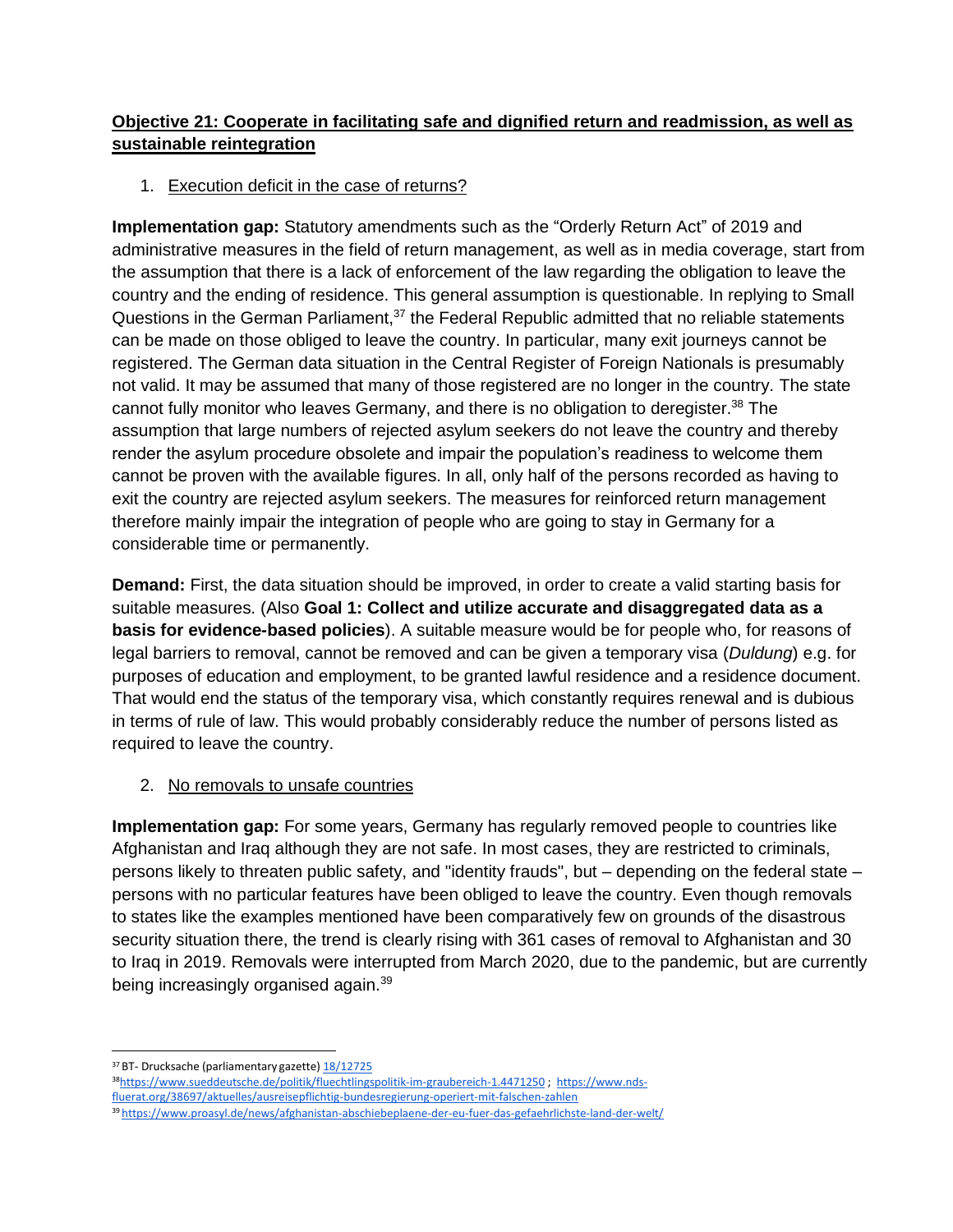**Objective 21: Cooperate in facilitating safe and dignified return and readmission, as well as sustainable reintegration**

1. Execution deficit in the case of returns?

**Implementation gap:** Statutory amendments such as the "Orderly Return Act" of 2019 and administrative measures in the field of return management, as well as in media coverage, start from the assumption that there is a lack of enforcement of the law regarding the obligation to leave the country and the ending of residence. This general assumption is questionable. In replying to Small Questions in the German Parliament,[37] the Federal Republic admitted that no reliable statements can be made on those obliged to leave the country. In particular, many exit journeys cannot be registered. The German data situation in the Central Register of Foreign Nationals is presumably not valid. It may be assumed that many of those registered are no longer in the country. The state cannot fully monitor who leaves Germany, and there is no obligation to deregister.[38] The assumption that large numbers of rejected asylum seekers do not leave the country and thereby render the asylum procedure obsolete and impair the population's readiness to welcome them cannot be proven with the available figures. In all, only half of the persons recorded as having to exit the country are rejected asylum seekers. The measures for reinforced return management therefore mainly impair the integration of people who are going to stay in Germany for a considerable time or permanently.

**Demand:** First, the data situation should be improved, in order to create a valid starting basis for suitable measures. (Also **Goal 1: Collect and utilize accurate and disaggregated data as a basis for evidence-based policies**). A suitable measure would be for people who, for reasons of legal barriers to removal, cannot be removed and can be given a temporary visa (*Duldung*) e.g. for purposes of education and employment, to be granted lawful residence and a residence document. That would end the status of the temporary visa, which constantly requires renewal and is dubious in terms of rule of law. This would probably considerably reduce the number of persons listed as required to leave the country.

2. No removals to unsafe countries

**Implementation gap:** For some years, Germany has regularly removed people to countries like Afghanistan and Iraq although they are not safe. In most cases, they are restricted to criminals, persons likely to threaten public safety, and "identity frauds", but – depending on the federal state – persons with no particular features have been obliged to leave the country. Even though removals to states like the examples mentioned have been comparatively few on grounds of the disastrous security situation there, the trend is clearly rising with 361 cases of removal to Afghanistan and 30 to Iraq in 2019. Removals were interrupted from March 2020, due to the pandemic, but are currently being increasingly organised again.[39]

---

[37] BT- Drucksache (parliamentary gazette) 18/12725

[38] https://www.sueddeutsche.de/politik/fluechtlingspolitik-im-graubereich-1.4471250 ; https://www.nds-fluerat.org/38697/aktuelles/ausreisepflichtig-bundesregierung-operiert-mit-falschen-zahlen

[39] https://www.proasyl.de/news/afghanistan-abschiebeplaene-der-eu-fuer-das-gefaehrlichste-land-der-welt/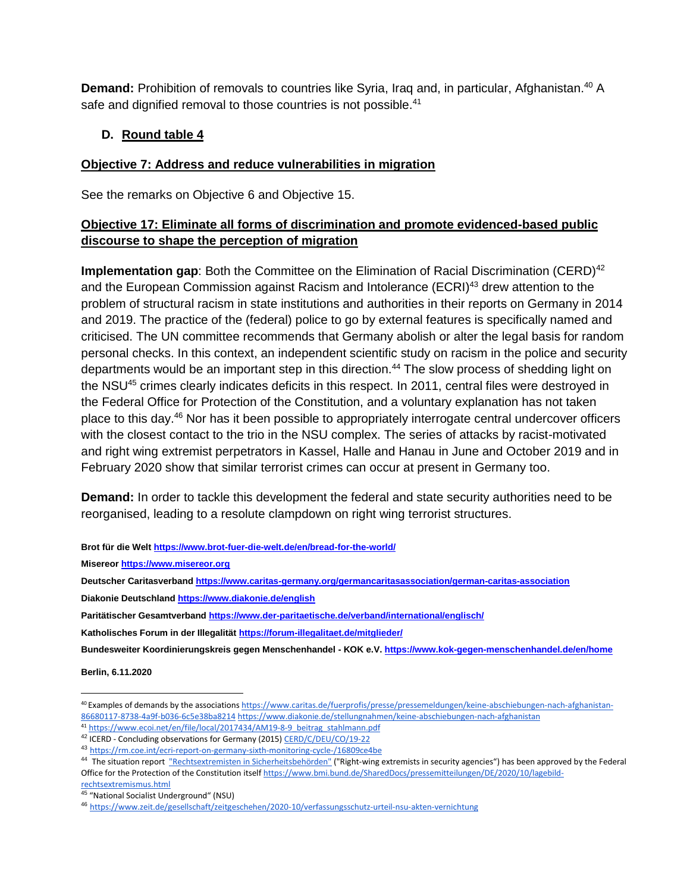**Demand:** Prohibition of removals to countries like Syria, Iraq and, in particular, Afghanistan.[40] A safe and dignified removal to those countries is not possible.[41]

## D. Round table 4

### Objective 7: Address and reduce vulnerabilities in migration

See the remarks on Objective 6 and Objective 15.

### Objective 17: Eliminate all forms of discrimination and promote evidenced-based public discourse to shape the perception of migration

**Implementation gap**: Both the Committee on the Elimination of Racial Discrimination (CERD)[42] and the European Commission against Racism and Intolerance (ECRI)[43] drew attention to the problem of structural racism in state institutions and authorities in their reports on Germany in 2014 and 2019. The practice of the (federal) police to go by external features is specifically named and criticised. The UN committee recommends that Germany abolish or alter the legal basis for random personal checks. In this context, an independent scientific study on racism in the police and security departments would be an important step in this direction.[44] The slow process of shedding light on the NSU[45] crimes clearly indicates deficits in this respect. In 2011, central files were destroyed in the Federal Office for Protection of the Constitution, and a voluntary explanation has not taken place to this day.[46] Nor has it been possible to appropriately interrogate central undercover officers with the closest contact to the trio in the NSU complex. The series of attacks by racist-motivated and right wing extremist perpetrators in Kassel, Halle and Hanau in June and October 2019 and in February 2020 show that similar terrorist crimes can occur at present in Germany too.

**Demand:** In order to tackle this development the federal and state security authorities need to be reorganised, leading to a resolute clampdown on right wing terrorist structures.

**Brot für die Welt https://www.brot-fuer-die-welt.de/en/bread-for-the-world/**

**Misereor https://www.misereor.org**

**Deutscher Caritasverband https://www.caritas-germany.org/germancaritasassociation/german-caritas-association**

**Diakonie Deutschland https://www.diakonie.de/english**

**Paritätischer Gesamtverband https://www.der-paritaetische.de/verband/international/englisch/**

**Katholisches Forum in der Illegalität https://forum-illegalitaet.de/mitglieder/**

**Bundesweiter Koordinierungskreis gegen Menschenhandel - KOK e.V. https://www.kok-gegen-menschenhandel.de/en/home**

**Berlin, 6.11.2020**

---

[40] Examples of demands by the associations https://www.caritas.de/fuerprofis/presse/pressemeldungen/keine-abschiebungen-nach-afghanistan-86680117-8738-4a9f-b036-6c5e38ba8214 https://www.diakonie.de/stellungnahmen/keine-abschiebungen-nach-afghanistan

[41] https://www.ecoi.net/en/file/local/2017434/AM19-8-9_beitrag_stahlmann.pdf

[42] ICERD - Concluding observations for Germany (2015) CERD/C/DEU/CO/19-22

[43] https://rm.coe.int/ecri-report-on-germany-sixth-monitoring-cycle-/16809ce4be

[44] The situation report "Rechtsextremisten in Sicherheitsbehörden" ("Right-wing extremists in security agencies") has been approved by the Federal Office for the Protection of the Constitution itself https://www.bmi.bund.de/SharedDocs/pressemitteilungen/DE/2020/10/lagebild-rechtsextremismus.html

[45] "National Socialist Underground" (NSU)

[46] https://www.zeit.de/gesellschaft/zeitgeschehen/2020-10/verfassungsschutz-urteil-nsu-akten-vernichtung